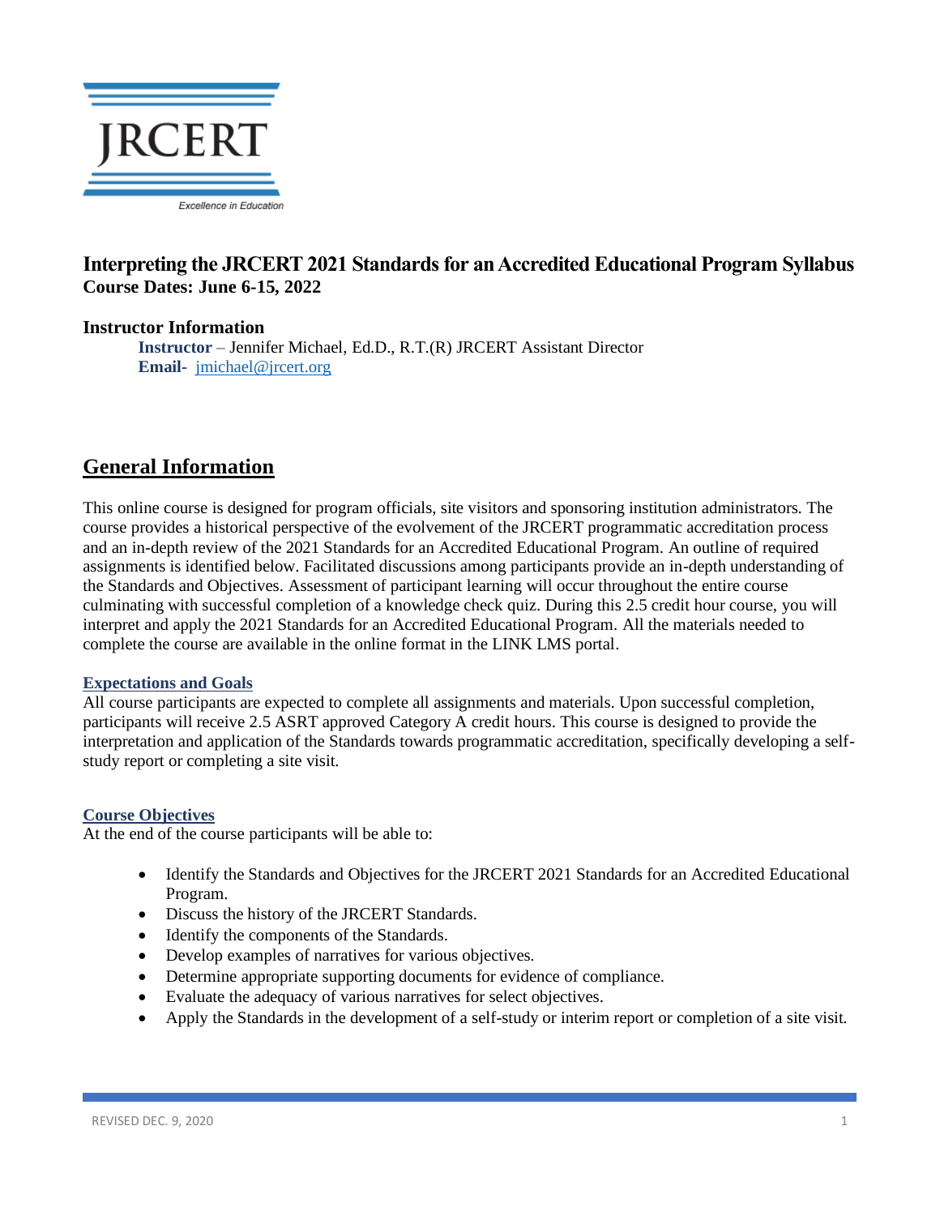# Interpreting the JRCERT 2021 Standards for an Accredited Educational Program Syllabus

**Course Dates: June 6-15, 2022**

### Instructor Information

**Instructor** – Jennifer Michael, Ed.D., R.T.(R) JRCERT Assistant Director
**Email-** jmichael@jrcert.org

## General Information

This online course is designed for program officials, site visitors and sponsoring institution administrators. The course provides a historical perspective of the evolvement of the JRCERT programmatic accreditation process and an in-depth review of the 2021 Standards for an Accredited Educational Program. An outline of required assignments is identified below. Facilitated discussions among participants provide an in-depth understanding of the Standards and Objectives. Assessment of participant learning will occur throughout the entire course culminating with successful completion of a knowledge check quiz. During this 2.5 credit hour course, you will interpret and apply the 2021 Standards for an Accredited Educational Program. All the materials needed to complete the course are available in the online format in the LINK LMS portal.

### Expectations and Goals

All course participants are expected to complete all assignments and materials. Upon successful completion, participants will receive 2.5 ASRT approved Category A credit hours. This course is designed to provide the interpretation and application of the Standards towards programmatic accreditation, specifically developing a self-study report or completing a site visit.

### Course Objectives

At the end of the course participants will be able to:

- Identify the Standards and Objectives for the JRCERT 2021 Standards for an Accredited Educational Program.
- Discuss the history of the JRCERT Standards.
- Identify the components of the Standards.
- Develop examples of narratives for various objectives.
- Determine appropriate supporting documents for evidence of compliance.
- Evaluate the adequacy of various narratives for select objectives.
- Apply the Standards in the development of a self-study or interim report or completion of a site visit.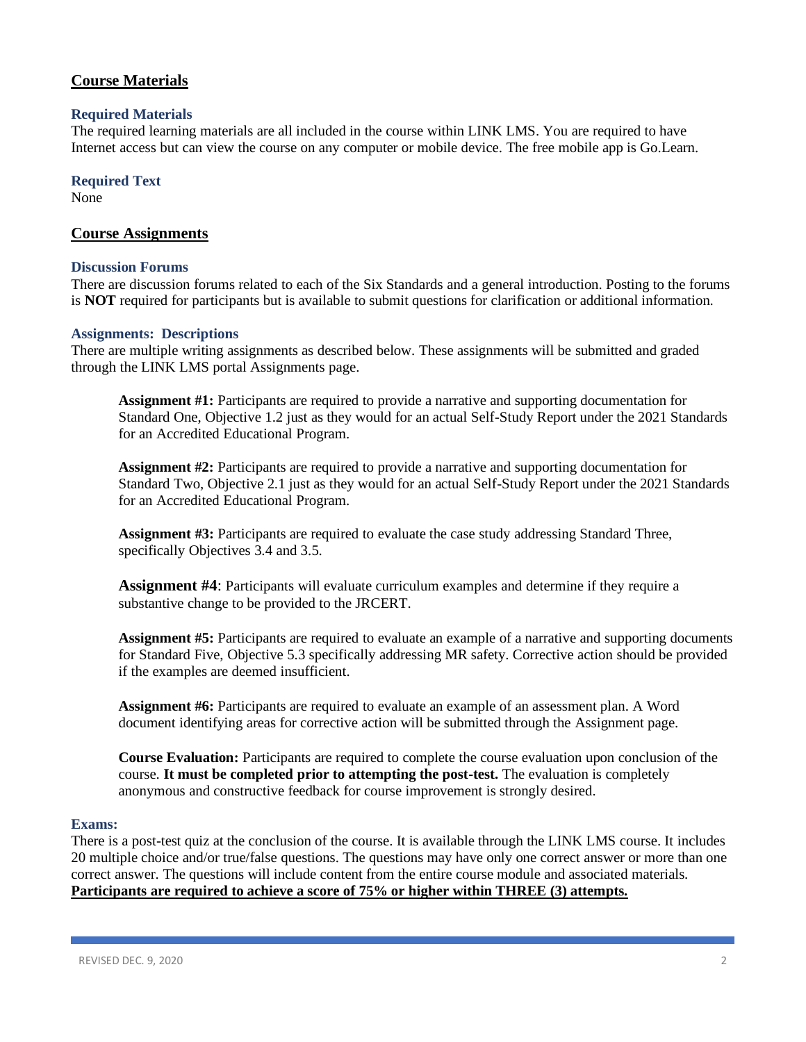## Course Materials

### Required Materials

The required learning materials are all included in the course within LINK LMS. You are required to have Internet access but can view the course on any computer or mobile device. The free mobile app is Go.Learn.

### Required Text

None

## Course Assignments

### Discussion Forums

There are discussion forums related to each of the Six Standards and a general introduction. Posting to the forums is **NOT** required for participants but is available to submit questions for clarification or additional information.

### Assignments: Descriptions

There are multiple writing assignments as described below. These assignments will be submitted and graded through the LINK LMS portal Assignments page.

**Assignment #1:** Participants are required to provide a narrative and supporting documentation for Standard One, Objective 1.2 just as they would for an actual Self-Study Report under the 2021 Standards for an Accredited Educational Program.

**Assignment #2:** Participants are required to provide a narrative and supporting documentation for Standard Two, Objective 2.1 just as they would for an actual Self-Study Report under the 2021 Standards for an Accredited Educational Program.

**Assignment #3:** Participants are required to evaluate the case study addressing Standard Three, specifically Objectives 3.4 and 3.5.

**Assignment #4**: Participants will evaluate curriculum examples and determine if they require a substantive change to be provided to the JRCERT.

**Assignment #5:** Participants are required to evaluate an example of a narrative and supporting documents for Standard Five, Objective 5.3 specifically addressing MR safety. Corrective action should be provided if the examples are deemed insufficient.

**Assignment #6:** Participants are required to evaluate an example of an assessment plan. A Word document identifying areas for corrective action will be submitted through the Assignment page.

**Course Evaluation:** Participants are required to complete the course evaluation upon conclusion of the course. **It must be completed prior to attempting the post-test.** The evaluation is completely anonymous and constructive feedback for course improvement is strongly desired.

### Exams:

There is a post-test quiz at the conclusion of the course. It is available through the LINK LMS course. It includes 20 multiple choice and/or true/false questions. The questions may have only one correct answer or more than one correct answer. The questions will include content from the entire course module and associated materials. **Participants are required to achieve a score of 75% or higher within THREE (3) attempts.**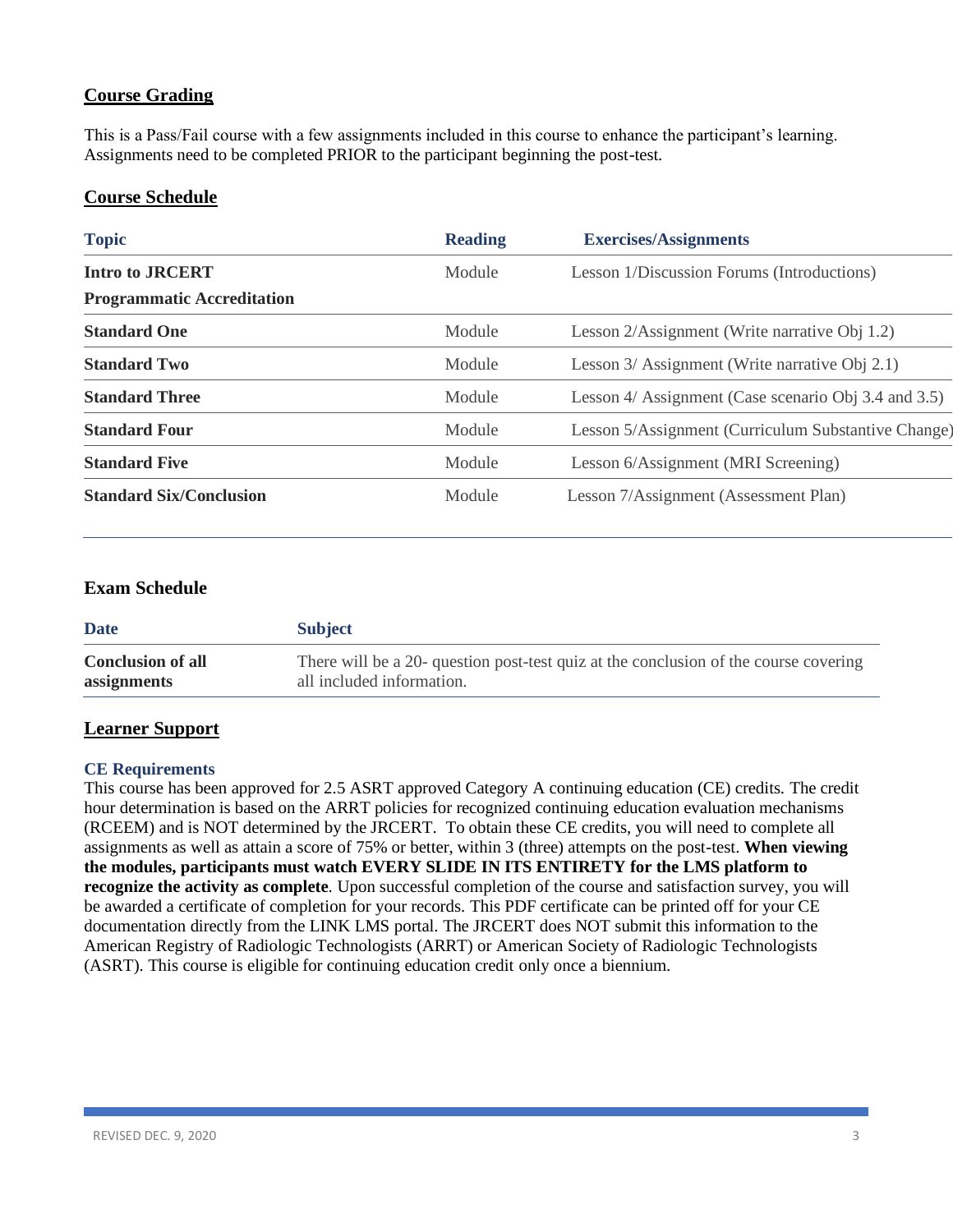## Course Grading

This is a Pass/Fail course with a few assignments included in this course to enhance the participant's learning. Assignments need to be completed PRIOR to the participant beginning the post-test.

## Course Schedule

| Topic | Reading | Exercises/Assignments |
|---|---|---|
| **Intro to JRCERT Programmatic Accreditation** | Module | Lesson 1/Discussion Forums (Introductions) |
| **Standard One** | Module | Lesson 2/Assignment (Write narrative Obj 1.2) |
| **Standard Two** | Module | Lesson 3/ Assignment (Write narrative Obj 2.1) |
| **Standard Three** | Module | Lesson 4/ Assignment (Case scenario Obj 3.4 and 3.5) |
| **Standard Four** | Module | Lesson 5/Assignment (Curriculum Substantive Change) |
| **Standard Five** | Module | Lesson 6/Assignment (MRI Screening) |
| **Standard Six/Conclusion** | Module | Lesson 7/Assignment (Assessment Plan) |

### Exam Schedule

| Date | Subject |
|---|---|
| **Conclusion of all assignments** | There will be a 20- question post-test quiz at the conclusion of the course covering all included information. |

## Learner Support

### CE Requirements

This course has been approved for 2.5 ASRT approved Category A continuing education (CE) credits. The credit hour determination is based on the ARRT policies for recognized continuing education evaluation mechanisms (RCEEM) and is NOT determined by the JRCERT. To obtain these CE credits, you will need to complete all assignments as well as attain a score of 75% or better, within 3 (three) attempts on the post-test. **When viewing the modules, participants must watch EVERY SLIDE IN ITS ENTIRETY for the LMS platform to recognize the activity as complete**. Upon successful completion of the course and satisfaction survey, you will be awarded a certificate of completion for your records. This PDF certificate can be printed off for your CE documentation directly from the LINK LMS portal. The JRCERT does NOT submit this information to the American Registry of Radiologic Technologists (ARRT) or American Society of Radiologic Technologists (ASRT). This course is eligible for continuing education credit only once a biennium.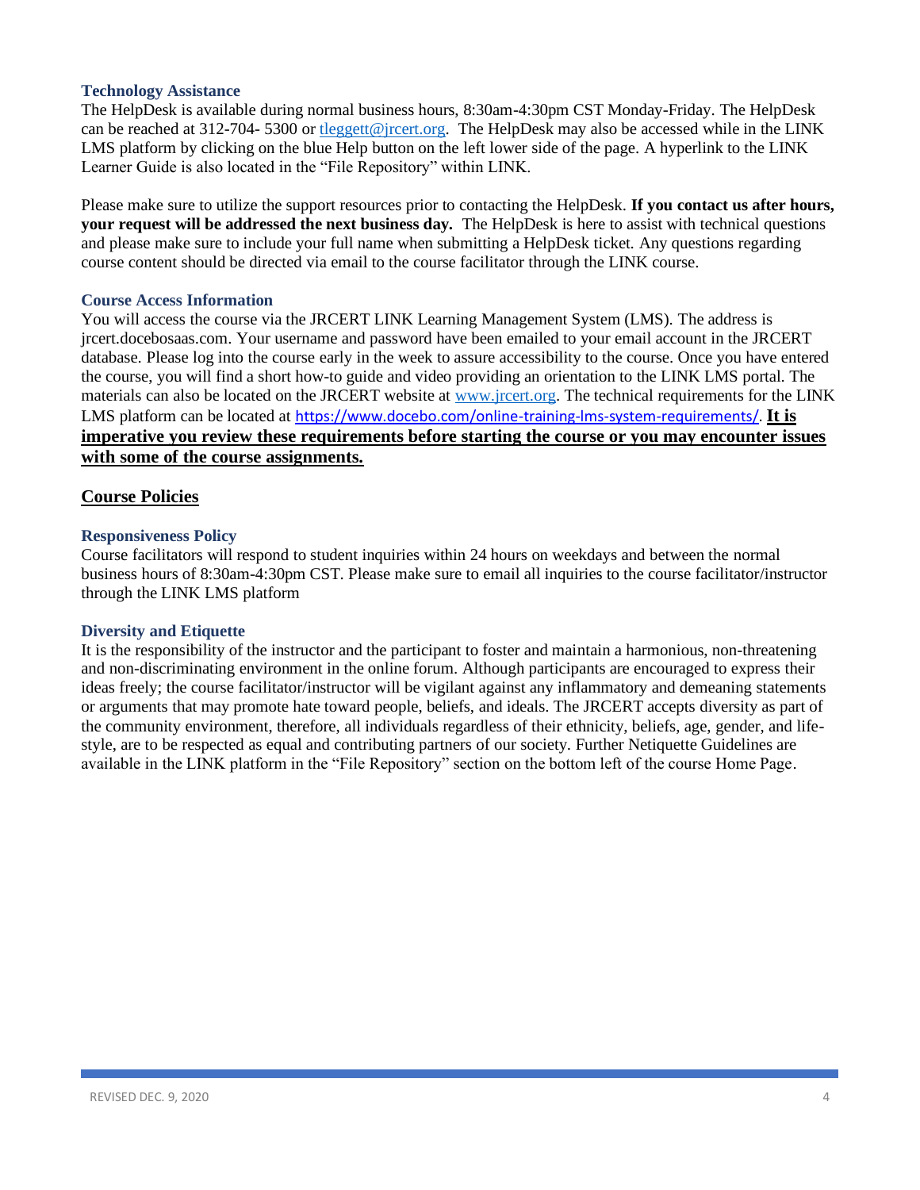### Technology Assistance

The HelpDesk is available during normal business hours, 8:30am-4:30pm CST Monday-Friday. The HelpDesk can be reached at 312-704- 5300 or tleggett@jrcert.org. The HelpDesk may also be accessed while in the LINK LMS platform by clicking on the blue Help button on the left lower side of the page. A hyperlink to the LINK Learner Guide is also located in the "File Repository" within LINK.

Please make sure to utilize the support resources prior to contacting the HelpDesk. **If you contact us after hours, your request will be addressed the next business day.** The HelpDesk is here to assist with technical questions and please make sure to include your full name when submitting a HelpDesk ticket. Any questions regarding course content should be directed via email to the course facilitator through the LINK course.

### Course Access Information

You will access the course via the JRCERT LINK Learning Management System (LMS). The address is jrcert.docebosaas.com. Your username and password have been emailed to your email account in the JRCERT database. Please log into the course early in the week to assure accessibility to the course. Once you have entered the course, you will find a short how-to guide and video providing an orientation to the LINK LMS portal. The materials can also be located on the JRCERT website at www.jrcert.org. The technical requirements for the LINK LMS platform can be located at https://www.docebo.com/online-training-lms-system-requirements/. **It is imperative you review these requirements before starting the course or you may encounter issues with some of the course assignments.**

## Course Policies

### Responsiveness Policy

Course facilitators will respond to student inquiries within 24 hours on weekdays and between the normal business hours of 8:30am-4:30pm CST. Please make sure to email all inquiries to the course facilitator/instructor through the LINK LMS platform

### Diversity and Etiquette

It is the responsibility of the instructor and the participant to foster and maintain a harmonious, non-threatening and non-discriminating environment in the online forum. Although participants are encouraged to express their ideas freely; the course facilitator/instructor will be vigilant against any inflammatory and demeaning statements or arguments that may promote hate toward people, beliefs, and ideals. The JRCERT accepts diversity as part of the community environment, therefore, all individuals regardless of their ethnicity, beliefs, age, gender, and life-style, are to be respected as equal and contributing partners of our society. Further Netiquette Guidelines are available in the LINK platform in the "File Repository" section on the bottom left of the course Home Page.